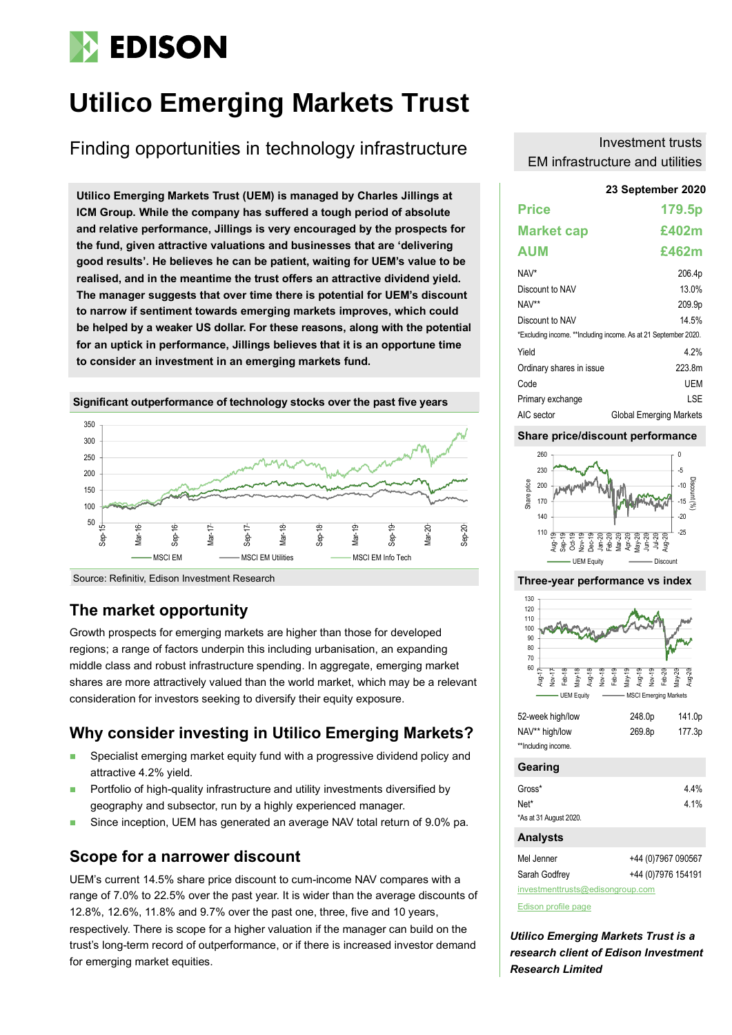# Utilico Emerging Markets Trust

## Finding opportunities in technology infrastructure

Investment trusts
EM infrastructure and utilities

**23 September 2020**

**Utilico Emerging Markets Trust (UEM) is managed by Charles Jillings at ICM Group. While the company has suffered a tough period of absolute and relative performance, Jillings is very encouraged by the prospects for the fund, given attractive valuations and businesses that are 'delivering good results'. He believes he can be patient, waiting for UEM's value to be realised, and in the meantime the trust offers an attractive dividend yield. The manager suggests that over time there is potential for UEM's discount to narrow if sentiment towards emerging markets improves, which could be helped by a weaker US dollar. For these reasons, along with the potential for an uptick in performance, Jillings believes that it is an opportune time to consider an investment in an emerging markets fund.**

**Significant outperformance of technology stocks over the past five years**

Source: Refinitiv, Edison Investment Research

## The market opportunity

Growth prospects for emerging markets are higher than those for developed regions; a range of factors underpin this including urbanisation, an expanding middle class and robust infrastructure spending. In aggregate, emerging market shares are more attractively valued than the world market, which may be a relevant consideration for investors seeking to diversify their equity exposure.

## Why consider investing in Utilico Emerging Markets?

- Specialist emerging market equity fund with a progressive dividend policy and attractive 4.2% yield.
- Portfolio of high-quality infrastructure and utility investments diversified by geography and subsector, run by a highly experienced manager.
- Since inception, UEM has generated an average NAV total return of 9.0% pa.

## Scope for a narrower discount

UEM's current 14.5% share price discount to cum-income NAV compares with a range of 7.0% to 22.5% over the past year. It is wider than the average discounts of 12.8%, 12.6%, 11.8% and 9.7% over the past one, three, five and 10 years, respectively. There is scope for a higher valuation if the manager can build on the trust's long-term record of outperformance, or if there is increased investor demand for emerging market equities.

| | |
|---|---|
| **Price** | **179.5p** |
| **Market cap** | **£402m** |
| **AUM** | **£462m** |
| NAV* | 206.4p |
| Discount to NAV | 13.0% |
| NAV** | 209.9p |
| Discount to NAV | 14.5% |

*Excluding income. **Including income. As at 21 September 2020.

| | |
|---|---|
| Yield | 4.2% |
| Ordinary shares in issue | 223.8m |
| Code | UEM |
| Primary exchange | LSE |
| AIC sector | Global Emerging Markets |

**Share price/discount performance**

**Three-year performance vs index**

| | | |
|---|---|---|
| 52-week high/low | 248.0p | 141.0p |
| NAV** high/low | 269.8p | 177.3p |

**Including income.

**Gearing**

| | |
|---|---|
| Gross* | 4.4% |
| Net* | 4.1% |

*As at 31 August 2020.

**Analysts**

| | |
|---|---|
| Mel Jenner | +44 (0)7967 090567 |
| Sarah Godfrey | +44 (0)7976 154191 |

investmenttrusts@edisongroup.com

Edison profile page

*Utilico Emerging Markets Trust is a research client of Edison Investment Research Limited*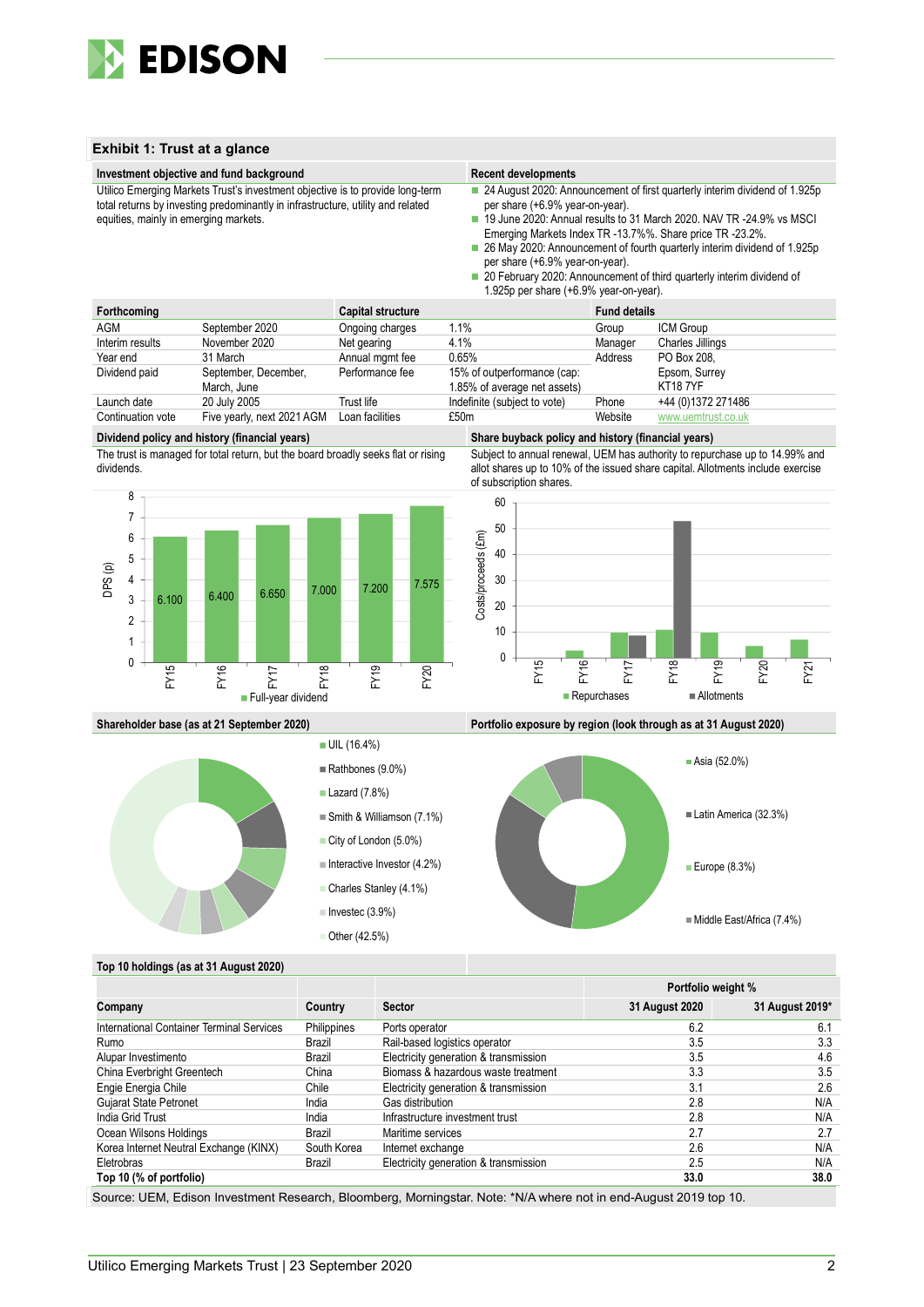## Exhibit 1: Trust at a glance

### Investment objective and fund background

Utilico Emerging Markets Trust's investment objective is to provide long-term total returns by investing predominantly in infrastructure, utility and related equities, mainly in emerging markets.

### Recent developments

- 24 August 2020: Announcement of first quarterly interim dividend of 1.925p per share (+6.9% year-on-year).
- 19 June 2020: Annual results to 31 March 2020. NAV TR -24.9% vs MSCI Emerging Markets Index TR -13.7%%. Share price TR -23.2%.
- 26 May 2020: Announcement of fourth quarterly interim dividend of 1.925p per share (+6.9% year-on-year).
- 20 February 2020: Announcement of third quarterly interim dividend of 1.925p per share (+6.9% year-on-year).

| Forthcoming | | Capital structure | | Fund details | |
|---|---|---|---|---|---|
| AGM | September 2020 | Ongoing charges | 1.1% | Group | ICM Group |
| Interim results | November 2020 | Net gearing | 4.1% | Manager | Charles Jillings |
| Year end | 31 March | Annual mgmt fee | 0.65% | Address | PO Box 208, |
| Dividend paid | September, December, March, June | Performance fee | 15% of outperformance (cap: 1.85% of average net assets) | | Epsom, Surrey KT18 7YF |
| Launch date | 20 July 2005 | Trust life | Indefinite (subject to vote) | Phone | +44 (0)1372 271486 |
| Continuation vote | Five yearly, next 2021 AGM | Loan facilities | £50m | Website | www.uemtrust.co.uk |

### Dividend policy and history (financial years)

The trust is managed for total return, but the board broadly seeks flat or rising dividends.

| | FY15 | FY16 | FY17 | FY18 | FY19 | FY20 |
|---|---|---|---|---|---|---|
| Full-year dividend (DPS, p) | 6.100 | 6.400 | 6.650 | 7.000 | 7.200 | 7.575 |

### Share buyback policy and history (financial years)

Subject to annual renewal, UEM has authority to repurchase up to 14.99% and allot shares up to 10% of the issued share capital. Allotments include exercise of subscription shares.

(Chart: Costs/proceeds (£m) of Repurchases and Allotments, FY15–FY21)

### Shareholder base (as at 21 September 2020)

- UIL (16.4%)
- Rathbones (9.0%)
- Lazard (7.8%)
- Smith & Williamson (7.1%)
- City of London (5.0%)
- Interactive Investor (4.2%)
- Charles Stanley (4.1%)
- Investec (3.9%)
- Other (42.5%)

### Portfolio exposure by region (look through as at 31 August 2020)

- Asia (52.0%)
- Latin America (32.3%)
- Europe (8.3%)
- Middle East/Africa (7.4%)

### Top 10 holdings (as at 31 August 2020)

| Company | Country | Sector | Portfolio weight % 31 August 2020 | Portfolio weight % 31 August 2019* |
|---|---|---|---|---|
| International Container Terminal Services | Philippines | Ports operator | 6.2 | 6.1 |
| Rumo | Brazil | Rail-based logistics operator | 3.5 | 3.3 |
| Alupar Investimento | Brazil | Electricity generation & transmission | 3.5 | 4.6 |
| China Everbright Greentech | China | Biomass & hazardous waste treatment | 3.3 | 3.5 |
| Engie Energia Chile | Chile | Electricity generation & transmission | 3.1 | 2.6 |
| Gujarat State Petronet | India | Gas distribution | 2.8 | N/A |
| India Grid Trust | India | Infrastructure investment trust | 2.8 | N/A |
| Ocean Wilsons Holdings | Brazil | Maritime services | 2.7 | 2.7 |
| Korea Internet Neutral Exchange (KINX) | South Korea | Internet exchange | 2.6 | N/A |
| Eletrobras | Brazil | Electricity generation & transmission | 2.5 | N/A |
| **Top 10 (% of portfolio)** | | | **33.0** | **38.0** |

Source: UEM, Edison Investment Research, Bloomberg, Morningstar. Note: *N/A where not in end-August 2019 top 10.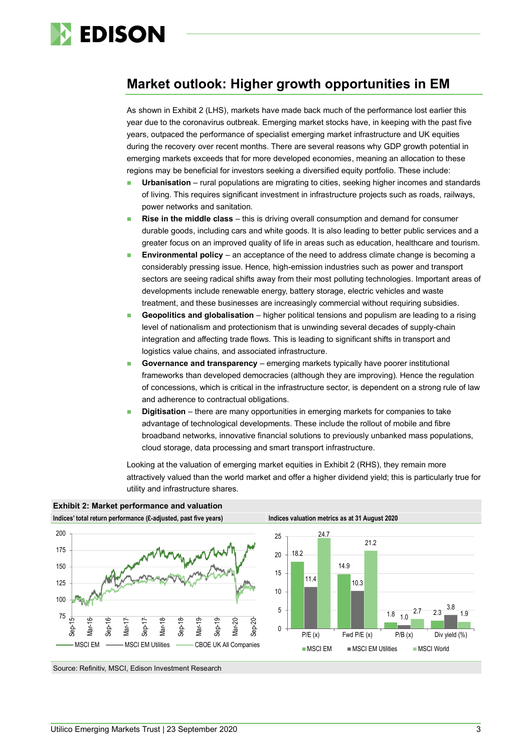## Market outlook: Higher growth opportunities in EM

As shown in Exhibit 2 (LHS), markets have made back much of the performance lost earlier this year due to the coronavirus outbreak. Emerging market stocks have, in keeping with the past five years, outpaced the performance of specialist emerging market infrastructure and UK equities during the recovery over recent months. There are several reasons why GDP growth potential in emerging markets exceeds that for more developed economies, meaning an allocation to these regions may be beneficial for investors seeking a diversified equity portfolio. These include:

- **Urbanisation** – rural populations are migrating to cities, seeking higher incomes and standards of living. This requires significant investment in infrastructure projects such as roads, railways, power networks and sanitation.
- **Rise in the middle class** – this is driving overall consumption and demand for consumer durable goods, including cars and white goods. It is also leading to better public services and a greater focus on an improved quality of life in areas such as education, healthcare and tourism.
- **Environmental policy** – an acceptance of the need to address climate change is becoming a considerably pressing issue. Hence, high-emission industries such as power and transport sectors are seeing radical shifts away from their most polluting technologies. Important areas of developments include renewable energy, battery storage, electric vehicles and waste treatment, and these businesses are increasingly commercial without requiring subsidies.
- **Geopolitics and globalisation** – higher political tensions and populism are leading to a rising level of nationalism and protectionism that is unwinding several decades of supply-chain integration and affecting trade flows. This is leading to significant shifts in transport and logistics value chains, and associated infrastructure.
- **Governance and transparency** – emerging markets typically have poorer institutional frameworks than developed democracies (although they are improving). Hence the regulation of concessions, which is critical in the infrastructure sector, is dependent on a strong rule of law and adherence to contractual obligations.
- **Digitisation** – there are many opportunities in emerging markets for companies to take advantage of technological developments. These include the rollout of mobile and fibre broadband networks, innovative financial solutions to previously unbanked mass populations, cloud storage, data processing and smart transport infrastructure.

Looking at the valuation of emerging market equities in Exhibit 2 (RHS), they remain more attractively valued than the world market and offer a higher dividend yield; this is particularly true for utility and infrastructure shares.

**Exhibit 2: Market performance and valuation**

**Indices' total return performance (£-adjusted, past five years)** — MSCI EM, MSCI EM Utilities, CBOE UK All Companies

**Indices valuation metrics as at 31 August 2020**

| | MSCI EM | MSCI EM Utilities | MSCI World |
|---|---|---|---|
| P/E (x) | 18.2 | 11.4 | 24.7 |
| Fwd P/E (x) | 14.9 | 10.3 | 21.2 |
| P/B (x) | 1.8 | 1.0 | 2.7 |
| Div yield (%) | 2.3 | 3.8 | 1.9 |

Source: Refinitiv, MSCI, Edison Investment Research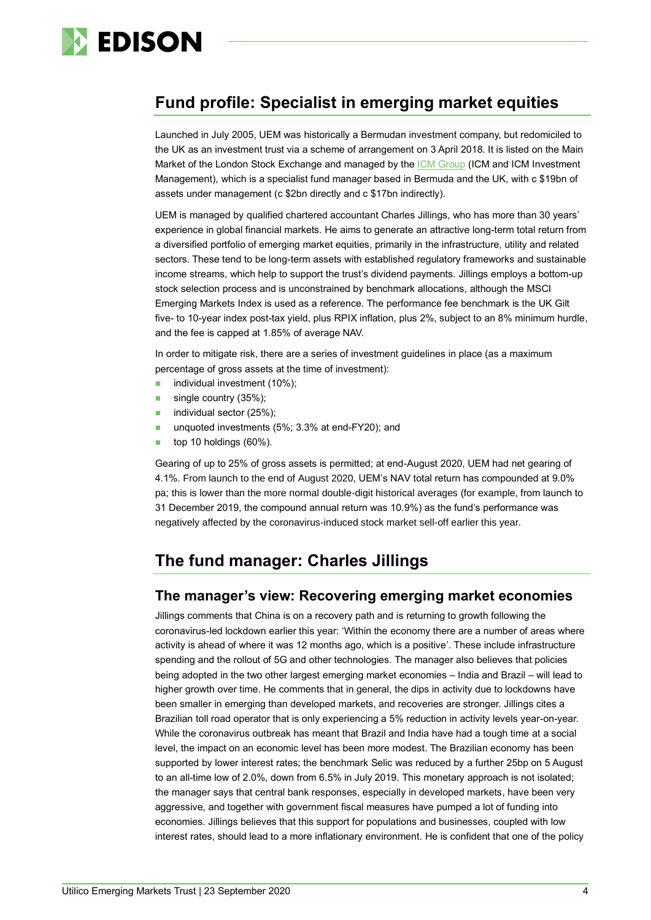## Fund profile: Specialist in emerging market equities

Launched in July 2005, UEM was historically a Bermudan investment company, but redomiciled to the UK as an investment trust via a scheme of arrangement on 3 April 2018. It is listed on the Main Market of the London Stock Exchange and managed by the ICM Group (ICM and ICM Investment Management), which is a specialist fund manager based in Bermuda and the UK, with c $19bn of assets under management (c $2bn directly and c $17bn indirectly).

UEM is managed by qualified chartered accountant Charles Jillings, who has more than 30 years' experience in global financial markets. He aims to generate an attractive long-term total return from a diversified portfolio of emerging market equities, primarily in the infrastructure, utility and related sectors. These tend to be long-term assets with established regulatory frameworks and sustainable income streams, which help to support the trust's dividend payments. Jillings employs a bottom-up stock selection process and is unconstrained by benchmark allocations, although the MSCI Emerging Markets Index is used as a reference. The performance fee benchmark is the UK Gilt five- to 10-year index post-tax yield, plus RPIX inflation, plus 2%, subject to an 8% minimum hurdle, and the fee is capped at 1.85% of average NAV.

In order to mitigate risk, there are a series of investment guidelines in place (as a maximum percentage of gross assets at the time of investment):

- individual investment (10%);
- single country (35%);
- individual sector (25%);
- unquoted investments (5%; 3.3% at end-FY20); and
- top 10 holdings (60%).

Gearing of up to 25% of gross assets is permitted; at end-August 2020, UEM had net gearing of 4.1%. From launch to the end of August 2020, UEM's NAV total return has compounded at 9.0% pa; this is lower than the more normal double-digit historical averages (for example, from launch to 31 December 2019, the compound annual return was 10.9%) as the fund's performance was negatively affected by the coronavirus-induced stock market sell-off earlier this year.

## The fund manager: Charles Jillings

### The manager's view: Recovering emerging market economies

Jillings comments that China is on a recovery path and is returning to growth following the coronavirus-led lockdown earlier this year: 'Within the economy there are a number of areas where activity is ahead of where it was 12 months ago, which is a positive'. These include infrastructure spending and the rollout of 5G and other technologies. The manager also believes that policies being adopted in the two other largest emerging market economies – India and Brazil – will lead to higher growth over time. He comments that in general, the dips in activity due to lockdowns have been smaller in emerging than developed markets, and recoveries are stronger. Jillings cites a Brazilian toll road operator that is only experiencing a 5% reduction in activity levels year-on-year. While the coronavirus outbreak has meant that Brazil and India have had a tough time at a social level, the impact on an economic level has been more modest. The Brazilian economy has been supported by lower interest rates; the benchmark Selic was reduced by a further 25bp on 5 August to an all-time low of 2.0%, down from 6.5% in July 2019. This monetary approach is not isolated; the manager says that central bank responses, especially in developed markets, have been very aggressive, and together with government fiscal measures have pumped a lot of funding into economies. Jillings believes that this support for populations and businesses, coupled with low interest rates, should lead to a more inflationary environment. He is confident that one of the policy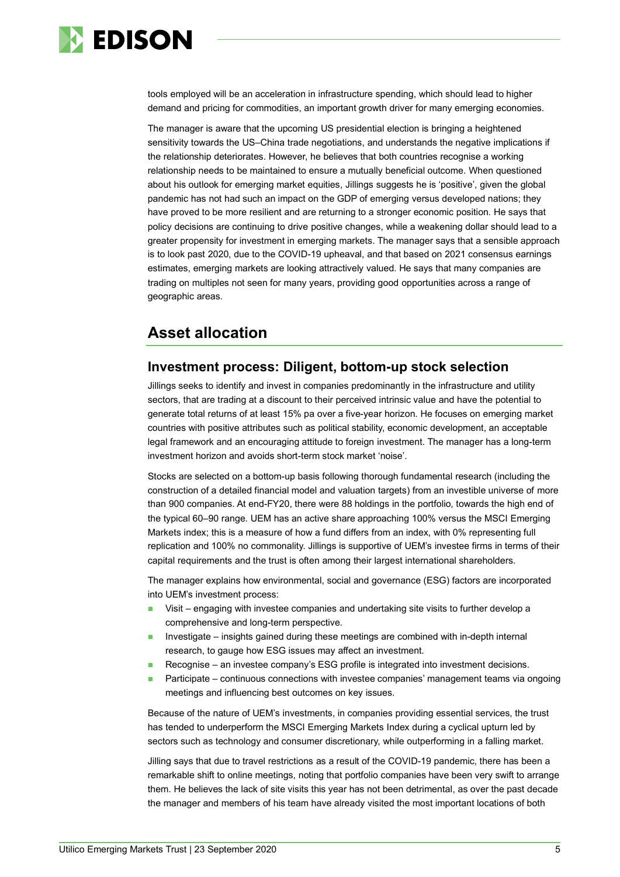tools employed will be an acceleration in infrastructure spending, which should lead to higher demand and pricing for commodities, an important growth driver for many emerging economies.

The manager is aware that the upcoming US presidential election is bringing a heightened sensitivity towards the US–China trade negotiations, and understands the negative implications if the relationship deteriorates. However, he believes that both countries recognise a working relationship needs to be maintained to ensure a mutually beneficial outcome. When questioned about his outlook for emerging market equities, Jillings suggests he is 'positive', given the global pandemic has not had such an impact on the GDP of emerging versus developed nations; they have proved to be more resilient and are returning to a stronger economic position. He says that policy decisions are continuing to drive positive changes, while a weakening dollar should lead to a greater propensity for investment in emerging markets. The manager says that a sensible approach is to look past 2020, due to the COVID-19 upheaval, and that based on 2021 consensus earnings estimates, emerging markets are looking attractively valued. He says that many companies are trading on multiples not seen for many years, providing good opportunities across a range of geographic areas.

## Asset allocation

### Investment process: Diligent, bottom-up stock selection

Jillings seeks to identify and invest in companies predominantly in the infrastructure and utility sectors, that are trading at a discount to their perceived intrinsic value and have the potential to generate total returns of at least 15% pa over a five-year horizon. He focuses on emerging market countries with positive attributes such as political stability, economic development, an acceptable legal framework and an encouraging attitude to foreign investment. The manager has a long-term investment horizon and avoids short-term stock market 'noise'.

Stocks are selected on a bottom-up basis following thorough fundamental research (including the construction of a detailed financial model and valuation targets) from an investible universe of more than 900 companies. At end-FY20, there were 88 holdings in the portfolio, towards the high end of the typical 60–90 range. UEM has an active share approaching 100% versus the MSCI Emerging Markets index; this is a measure of how a fund differs from an index, with 0% representing full replication and 100% no commonality. Jillings is supportive of UEM's investee firms in terms of their capital requirements and the trust is often among their largest international shareholders.

The manager explains how environmental, social and governance (ESG) factors are incorporated into UEM's investment process:

- Visit – engaging with investee companies and undertaking site visits to further develop a comprehensive and long-term perspective.
- Investigate – insights gained during these meetings are combined with in-depth internal research, to gauge how ESG issues may affect an investment.
- Recognise – an investee company's ESG profile is integrated into investment decisions.
- Participate – continuous connections with investee companies' management teams via ongoing meetings and influencing best outcomes on key issues.

Because of the nature of UEM's investments, in companies providing essential services, the trust has tended to underperform the MSCI Emerging Markets Index during a cyclical upturn led by sectors such as technology and consumer discretionary, while outperforming in a falling market.

Jilling says that due to travel restrictions as a result of the COVID-19 pandemic, there has been a remarkable shift to online meetings, noting that portfolio companies have been very swift to arrange them. He believes the lack of site visits this year has not been detrimental, as over the past decade the manager and members of his team have already visited the most important locations of both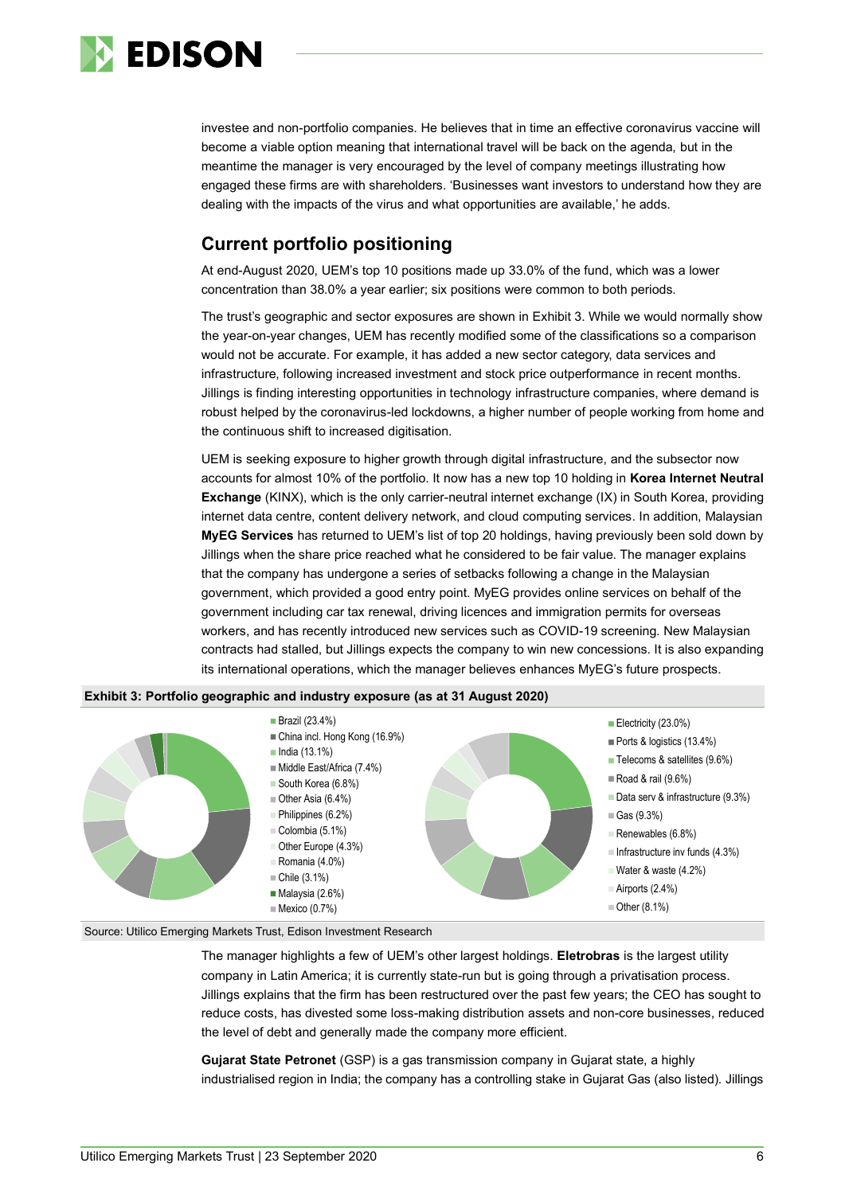investee and non-portfolio companies. He believes that in time an effective coronavirus vaccine will become a viable option meaning that international travel will be back on the agenda, but in the meantime the manager is very encouraged by the level of company meetings illustrating how engaged these firms are with shareholders. 'Businesses want investors to understand how they are dealing with the impacts of the virus and what opportunities are available,' he adds.

## Current portfolio positioning

At end-August 2020, UEM's top 10 positions made up 33.0% of the fund, which was a lower concentration than 38.0% a year earlier; six positions were common to both periods.

The trust's geographic and sector exposures are shown in Exhibit 3. While we would normally show the year-on-year changes, UEM has recently modified some of the classifications so a comparison would not be accurate. For example, it has added a new sector category, data services and infrastructure, following increased investment and stock price outperformance in recent months. Jillings is finding interesting opportunities in technology infrastructure companies, where demand is robust helped by the coronavirus-led lockdowns, a higher number of people working from home and the continuous shift to increased digitisation.

UEM is seeking exposure to higher growth through digital infrastructure, and the subsector now accounts for almost 10% of the portfolio. It now has a new top 10 holding in **Korea Internet Neutral Exchange** (KINX), which is the only carrier-neutral internet exchange (IX) in South Korea, providing internet data centre, content delivery network, and cloud computing services. In addition, Malaysian **MyEG Services** has returned to UEM's list of top 20 holdings, having previously been sold down by Jillings when the share price reached what he considered to be fair value. The manager explains that the company has undergone a series of setbacks following a change in the Malaysian government, which provided a good entry point. MyEG provides online services on behalf of the government including car tax renewal, driving licences and immigration permits for overseas workers, and has recently introduced new services such as COVID-19 screening. New Malaysian contracts had stalled, but Jillings expects the company to win new concessions. It is also expanding its international operations, which the manager believes enhances MyEG's future prospects.

**Exhibit 3: Portfolio geographic and industry exposure (as at 31 August 2020)**

| Geography | Industry |
|---|---|
| Brazil (23.4%) | Electricity (23.0%) |
| China incl. Hong Kong (16.9%) | Ports & logistics (13.4%) |
| India (13.1%) | Telecoms & satellites (9.6%) |
| Middle East/Africa (7.4%) | Road & rail (9.6%) |
| South Korea (6.8%) | Data serv & infrastructure (9.3%) |
| Other Asia (6.4%) | Gas (9.3%) |
| Philippines (6.2%) | Renewables (6.8%) |
| Colombia (5.1%) | Infrastructure inv funds (4.3%) |
| Other Europe (4.3%) | Water & waste (4.2%) |
| Romania (4.0%) | Airports (2.4%) |
| Chile (3.1%) | Other (8.1%) |
| Malaysia (2.6%) | |
| Mexico (0.7%) | |

Source: Utilico Emerging Markets Trust, Edison Investment Research

The manager highlights a few of UEM's other largest holdings. **Eletrobras** is the largest utility company in Latin America; it is currently state-run but is going through a privatisation process. Jillings explains that the firm has been restructured over the past few years; the CEO has sought to reduce costs, has divested some loss-making distribution assets and non-core businesses, reduced the level of debt and generally made the company more efficient.

**Gujarat State Petronet** (GSP) is a gas transmission company in Gujarat state, a highly industrialised region in India; the company has a controlling stake in Gujarat Gas (also listed). Jillings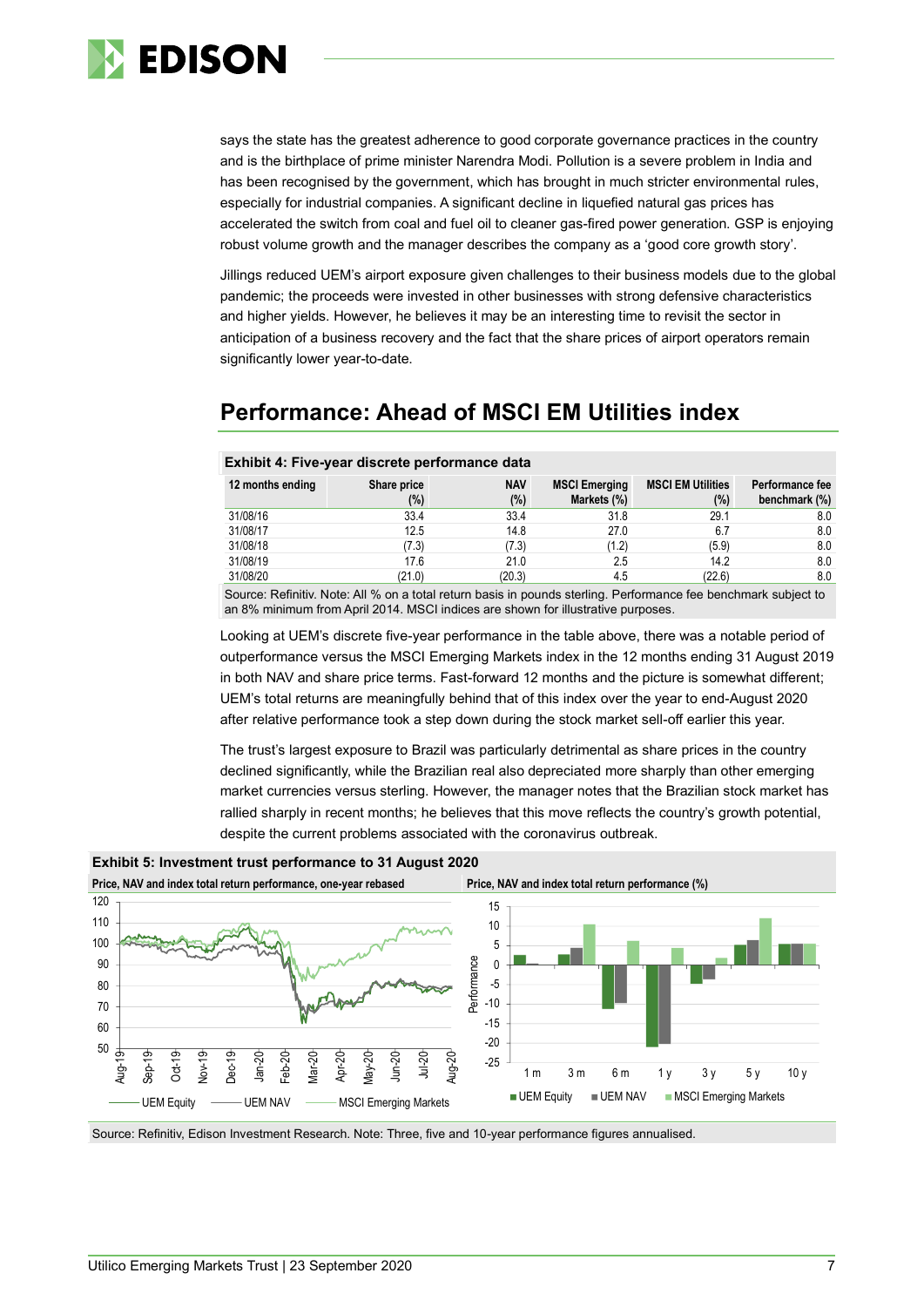says the state has the greatest adherence to good corporate governance practices in the country and is the birthplace of prime minister Narendra Modi. Pollution is a severe problem in India and has been recognised by the government, which has brought in much stricter environmental rules, especially for industrial companies. A significant decline in liquefied natural gas prices has accelerated the switch from coal and fuel oil to cleaner gas-fired power generation. GSP is enjoying robust volume growth and the manager describes the company as a 'good core growth story'.

Jillings reduced UEM's airport exposure given challenges to their business models due to the global pandemic; the proceeds were invested in other businesses with strong defensive characteristics and higher yields. However, he believes it may be an interesting time to revisit the sector in anticipation of a business recovery and the fact that the share prices of airport operators remain significantly lower year-to-date.

## Performance: Ahead of MSCI EM Utilities index

**Exhibit 4: Five-year discrete performance data**

| 12 months ending | Share price (%) | NAV (%) | MSCI Emerging Markets (%) | MSCI EM Utilities (%) | Performance fee benchmark (%) |
|---|---|---|---|---|---|
| 31/08/16 | 33.4 | 33.4 | 31.8 | 29.1 | 8.0 |
| 31/08/17 | 12.5 | 14.8 | 27.0 | 6.7 | 8.0 |
| 31/08/18 | (7.3) | (7.3) | (1.2) | (5.9) | 8.0 |
| 31/08/19 | 17.6 | 21.0 | 2.5 | 14.2 | 8.0 |
| 31/08/20 | (21.0) | (20.3) | 4.5 | (22.6) | 8.0 |

Source: Refinitiv. Note: All % on a total return basis in pounds sterling. Performance fee benchmark subject to an 8% minimum from April 2014. MSCI indices are shown for illustrative purposes.

Looking at UEM's discrete five-year performance in the table above, there was a notable period of outperformance versus the MSCI Emerging Markets index in the 12 months ending 31 August 2019 in both NAV and share price terms. Fast-forward 12 months and the picture is somewhat different; UEM's total returns are meaningfully behind that of this index over the year to end-August 2020 after relative performance took a step down during the stock market sell-off earlier this year.

The trust's largest exposure to Brazil was particularly detrimental as share prices in the country declined significantly, while the Brazilian real also depreciated more sharply than other emerging market currencies versus sterling. However, the manager notes that the Brazilian stock market has rallied sharply in recent months; he believes that this move reflects the country's growth potential, despite the current problems associated with the coronavirus outbreak.

**Exhibit 5: Investment trust performance to 31 August 2020**

Price, NAV and index total return performance, one-year rebased | Price, NAV and index total return performance (%)

Source: Refinitiv, Edison Investment Research. Note: Three, five and 10-year performance figures annualised.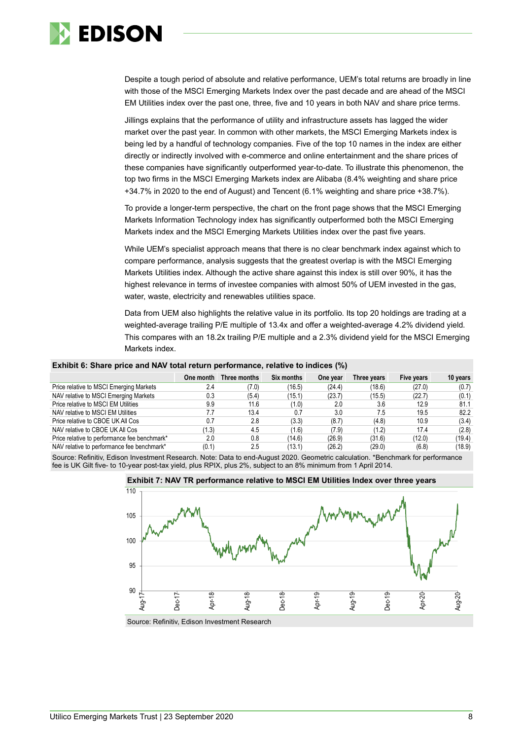Despite a tough period of absolute and relative performance, UEM's total returns are broadly in line with those of the MSCI Emerging Markets Index over the past decade and are ahead of the MSCI EM Utilities index over the past one, three, five and 10 years in both NAV and share price terms.

Jillings explains that the performance of utility and infrastructure assets has lagged the wider market over the past year. In common with other markets, the MSCI Emerging Markets index is being led by a handful of technology companies. Five of the top 10 names in the index are either directly or indirectly involved with e-commerce and online entertainment and the share prices of these companies have significantly outperformed year-to-date. To illustrate this phenomenon, the top two firms in the MSCI Emerging Markets index are Alibaba (8.4% weighting and share price +34.7% in 2020 to the end of August) and Tencent (6.1% weighting and share price +38.7%).

To provide a longer-term perspective, the chart on the front page shows that the MSCI Emerging Markets Information Technology index has significantly outperformed both the MSCI Emerging Markets index and the MSCI Emerging Markets Utilities index over the past five years.

While UEM's specialist approach means that there is no clear benchmark index against which to compare performance, analysis suggests that the greatest overlap is with the MSCI Emerging Markets Utilities index. Although the active share against this index is still over 90%, it has the highest relevance in terms of investee companies with almost 50% of UEM invested in the gas, water, waste, electricity and renewables utilities space.

Data from UEM also highlights the relative value in its portfolio. Its top 20 holdings are trading at a weighted-average trailing P/E multiple of 13.4x and offer a weighted-average 4.2% dividend yield. This compares with an 18.2x trailing P/E multiple and a 2.3% dividend yield for the MSCI Emerging Markets index.

**Exhibit 6: Share price and NAV total return performance, relative to indices (%)**

| | One month | Three months | Six months | One year | Three years | Five years | 10 years |
|---|---|---|---|---|---|---|---|
| Price relative to MSCI Emerging Markets | 2.4 | (7.0) | (16.5) | (24.4) | (18.6) | (27.0) | (0.7) |
| NAV relative to MSCI Emerging Markets | 0.3 | (5.4) | (15.1) | (23.7) | (15.5) | (22.7) | (0.1) |
| Price relative to MSCI EM Utilities | 9.9 | 11.6 | (1.0) | 2.0 | 3.6 | 12.9 | 81.1 |
| NAV relative to MSCI EM Utilities | 7.7 | 13.4 | 0.7 | 3.0 | 7.5 | 19.5 | 82.2 |
| Price relative to CBOE UK All Cos | 0.7 | 2.8 | (3.3) | (8.7) | (4.8) | 10.9 | (3.4) |
| NAV relative to CBOE UK All Cos | (1.3) | 4.5 | (1.6) | (7.9) | (1.2) | 17.4 | (2.8) |
| Price relative to performance fee benchmark* | 2.0 | 0.8 | (14.6) | (26.9) | (31.6) | (12.0) | (19.4) |
| NAV relative to performance fee benchmark* | (0.1) | 2.5 | (13.1) | (26.2) | (29.0) | (6.8) | (18.9) |

Source: Refinitiv, Edison Investment Research. Note: Data to end-August 2020. Geometric calculation. *Benchmark for performance fee is UK Gilt five- to 10-year post-tax yield, plus RPIX, plus 2%, subject to an 8% minimum from 1 April 2014.

**Exhibit 7: NAV TR performance relative to MSCI EM Utilities Index over three years**

Source: Refinitiv, Edison Investment Research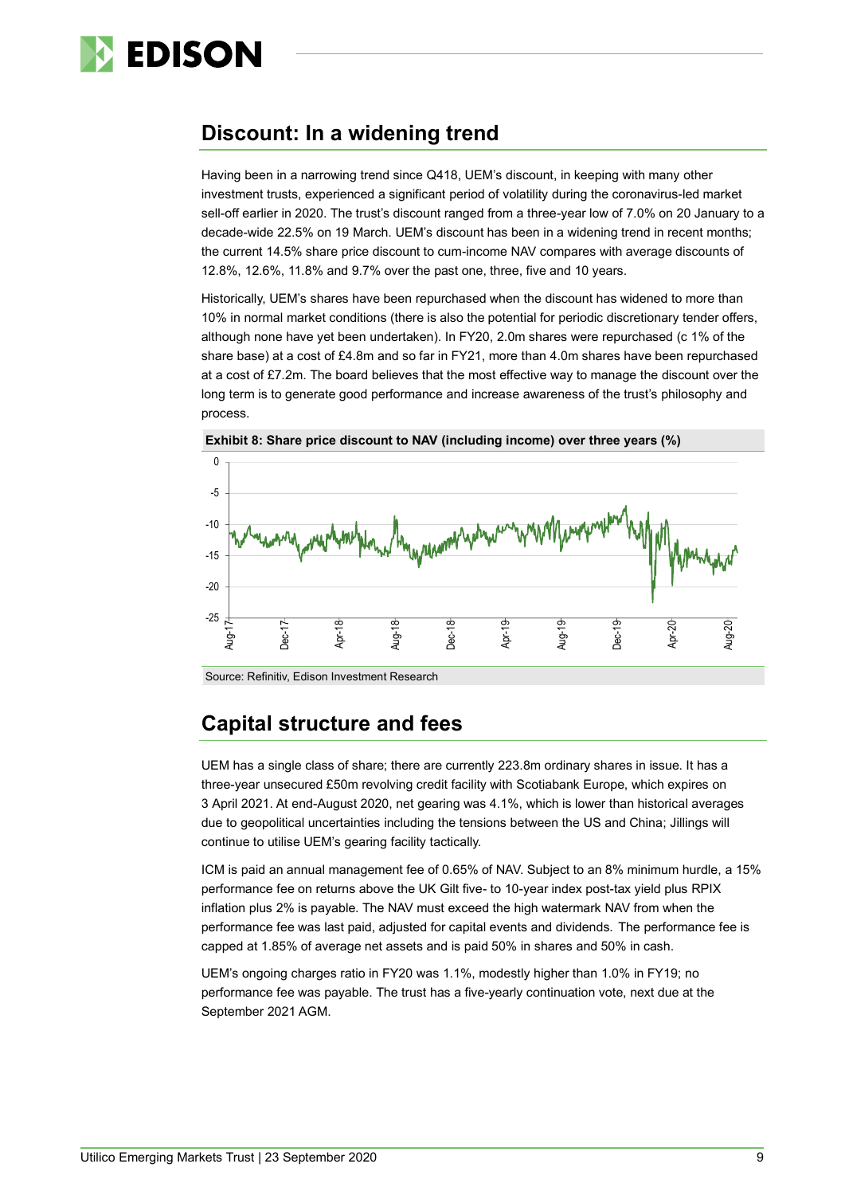## Discount: In a widening trend

Having been in a narrowing trend since Q418, UEM's discount, in keeping with many other investment trusts, experienced a significant period of volatility during the coronavirus-led market sell-off earlier in 2020. The trust's discount ranged from a three-year low of 7.0% on 20 January to a decade-wide 22.5% on 19 March. UEM's discount has been in a widening trend in recent months; the current 14.5% share price discount to cum-income NAV compares with average discounts of 12.8%, 12.6%, 11.8% and 9.7% over the past one, three, five and 10 years.

Historically, UEM's shares have been repurchased when the discount has widened to more than 10% in normal market conditions (there is also the potential for periodic discretionary tender offers, although none have yet been undertaken). In FY20, 2.0m shares were repurchased (c 1% of the share base) at a cost of £4.8m and so far in FY21, more than 4.0m shares have been repurchased at a cost of £7.2m. The board believes that the most effective way to manage the discount over the long term is to generate good performance and increase awareness of the trust's philosophy and process.

**Exhibit 8: Share price discount to NAV (including income) over three years (%)**

Source: Refinitiv, Edison Investment Research

## Capital structure and fees

UEM has a single class of share; there are currently 223.8m ordinary shares in issue. It has a three-year unsecured £50m revolving credit facility with Scotiabank Europe, which expires on 3 April 2021. At end-August 2020, net gearing was 4.1%, which is lower than historical averages due to geopolitical uncertainties including the tensions between the US and China; Jillings will continue to utilise UEM's gearing facility tactically.

ICM is paid an annual management fee of 0.65% of NAV. Subject to an 8% minimum hurdle, a 15% performance fee on returns above the UK Gilt five- to 10-year index post-tax yield plus RPIX inflation plus 2% is payable. The NAV must exceed the high watermark NAV from when the performance fee was last paid, adjusted for capital events and dividends. The performance fee is capped at 1.85% of average net assets and is paid 50% in shares and 50% in cash.

UEM's ongoing charges ratio in FY20 was 1.1%, modestly higher than 1.0% in FY19; no performance fee was payable. The trust has a five-yearly continuation vote, next due at the September 2021 AGM.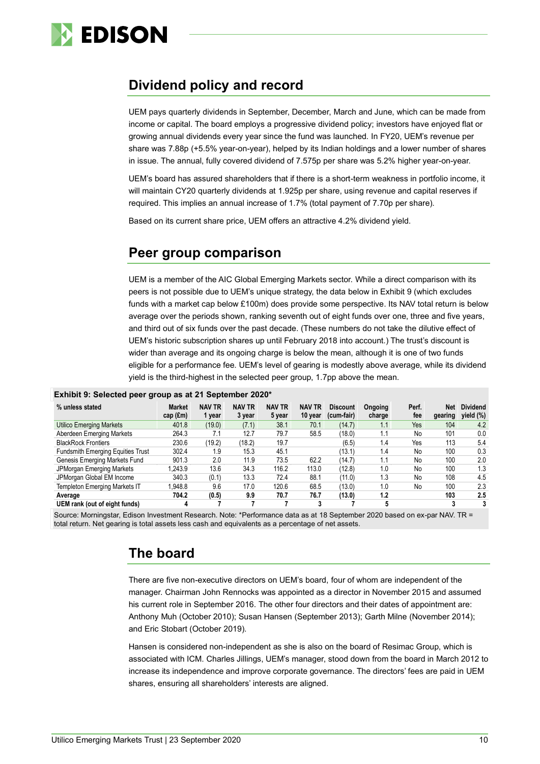## Dividend policy and record

UEM pays quarterly dividends in September, December, March and June, which can be made from income or capital. The board employs a progressive dividend policy; investors have enjoyed flat or growing annual dividends every year since the fund was launched. In FY20, UEM's revenue per share was 7.88p (+5.5% year-on-year), helped by its Indian holdings and a lower number of shares in issue. The annual, fully covered dividend of 7.575p per share was 5.2% higher year-on-year.

UEM's board has assured shareholders that if there is a short-term weakness in portfolio income, it will maintain CY20 quarterly dividends at 1.925p per share, using revenue and capital reserves if required. This implies an annual increase of 1.7% (total payment of 7.70p per share).

Based on its current share price, UEM offers an attractive 4.2% dividend yield.

## Peer group comparison

UEM is a member of the AIC Global Emerging Markets sector. While a direct comparison with its peers is not possible due to UEM's unique strategy, the data below in Exhibit 9 (which excludes funds with a market cap below £100m) does provide some perspective. Its NAV total return is below average over the periods shown, ranking seventh out of eight funds over one, three and five years, and third out of six funds over the past decade. (These numbers do not take the dilutive effect of UEM's historic subscription shares up until February 2018 into account.) The trust's discount is wider than average and its ongoing charge is below the mean, although it is one of two funds eligible for a performance fee. UEM's level of gearing is modestly above average, while its dividend yield is the third-highest in the selected peer group, 1.7pp above the mean.

**Exhibit 9: Selected peer group as at 21 September 2020***

| % unless stated | Market cap (£m) | NAV TR 1 year | NAV TR 3 year | NAV TR 5 year | NAV TR 10 year | Discount (cum-fair) | Ongoing charge | Perf. fee | Net gearing | Dividend yield (%) |
|---|---|---|---|---|---|---|---|---|---|---|
| Utilico Emerging Markets | 401.8 | (19.0) | (7.1) | 38.1 | 70.1 | (14.7) | 1.1 | Yes | 104 | 4.2 |
| Aberdeen Emerging Markets | 264.3 | 7.1 | 12.7 | 79.7 | 58.5 | (18.0) | 1.1 | No | 101 | 0.0 |
| BlackRock Frontiers | 230.6 | (19.2) | (18.2) | 19.7 | | (6.5) | 1.4 | Yes | 113 | 5.4 |
| Fundsmith Emerging Equities Trust | 302.4 | 1.9 | 15.3 | 45.1 | | (13.1) | 1.4 | No | 100 | 0.3 |
| Genesis Emerging Markets Fund | 901.3 | 2.0 | 11.9 | 73.5 | 62.2 | (14.7) | 1.1 | No | 100 | 2.0 |
| JPMorgan Emerging Markets | 1,243.9 | 13.6 | 34.3 | 116.2 | 113.0 | (12.8) | 1.0 | No | 100 | 1.3 |
| JPMorgan Global EM Income | 340.3 | (0.1) | 13.3 | 72.4 | 88.1 | (11.0) | 1.3 | No | 108 | 4.5 |
| Templeton Emerging Markets IT | 1,948.8 | 9.6 | 17.0 | 120.6 | 68.5 | (13.0) | 1.0 | No | 100 | 2.3 |
| **Average** | **704.2** | **(0.5)** | **9.9** | **70.7** | **76.7** | **(13.0)** | **1.2** | | **103** | **2.5** |
| **UEM rank (out of eight funds)** | **4** | **7** | **7** | **7** | **3** | **7** | **5** | | **3** | **3** |

Source: Morningstar, Edison Investment Research. Note: *Performance data as at 18 September 2020 based on ex-par NAV. TR = total return. Net gearing is total assets less cash and equivalents as a percentage of net assets.

## The board

There are five non-executive directors on UEM's board, four of whom are independent of the manager. Chairman John Rennocks was appointed as a director in November 2015 and assumed his current role in September 2016. The other four directors and their dates of appointment are: Anthony Muh (October 2010); Susan Hansen (September 2013); Garth Milne (November 2014); and Eric Stobart (October 2019).

Hansen is considered non-independent as she is also on the board of Resimac Group, which is associated with ICM. Charles Jillings, UEM's manager, stood down from the board in March 2012 to increase its independence and improve corporate governance. The directors' fees are paid in UEM shares, ensuring all shareholders' interests are aligned.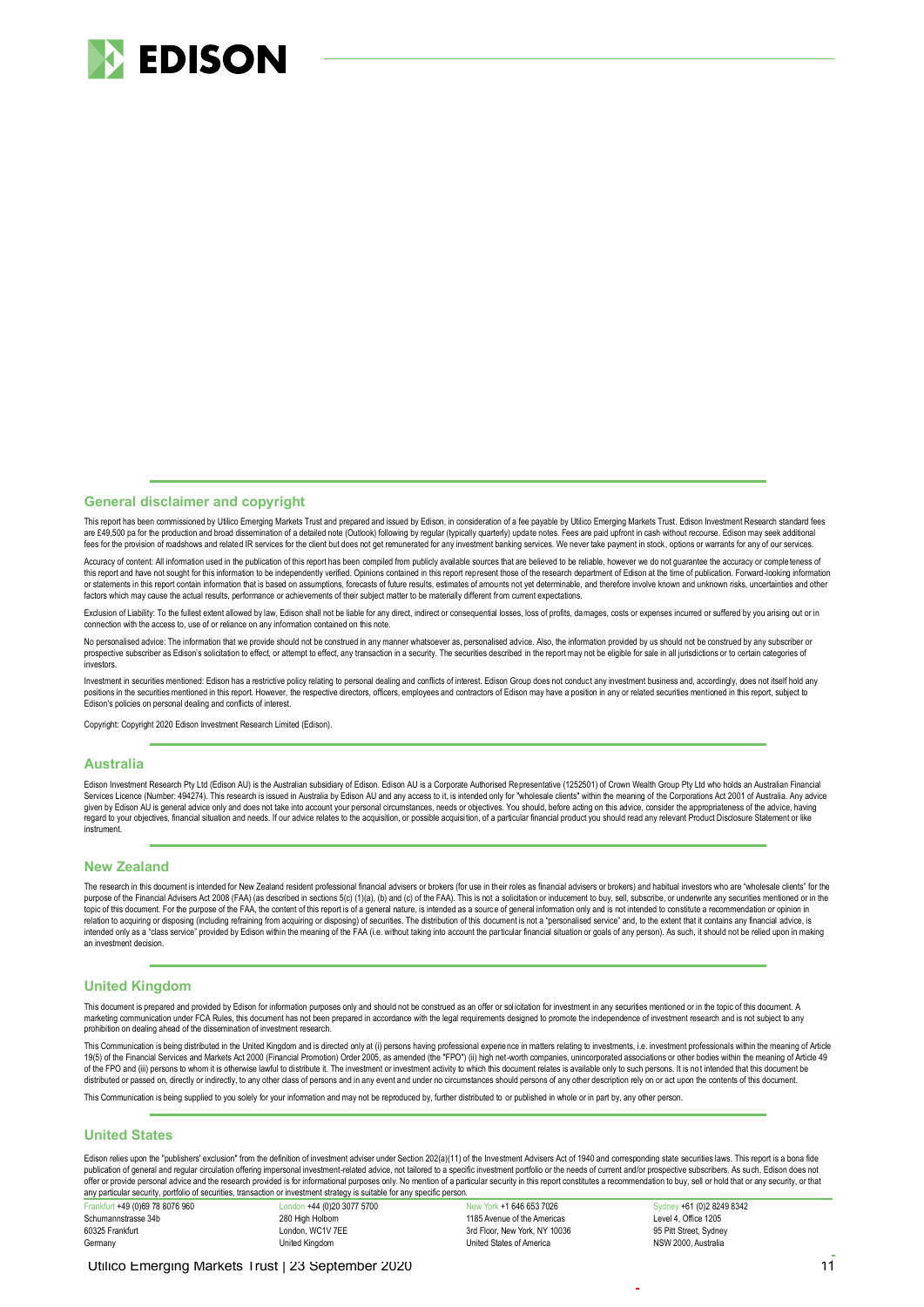## General disclaimer and copyright

This report has been commissioned by Utilico Emerging Markets Trust and prepared and issued by Edison, in consideration of a fee payable by Utilico Emerging Markets Trust. Edison Investment Research standard fees are £49,500 pa for the production and broad dissemination of a detailed note (Outlook) following by regular (typically quarterly) update notes. Fees are paid upfront in cash without recourse. Edison may seek additional fees for the provision of roadshows and related IR services for the client but does not get remunerated for any investment banking services. We never take payment in stock, options or warrants for any of our services.

Accuracy of content: All information used in the publication of this report has been compiled from publicly available sources that are believed to be reliable, however we do not guarantee the accuracy or completeness of this report and have not sought for this information to be independently verified. Opinions contained in this report represent those of the research department of Edison at the time of publication. Forward-looking information or statements in this report contain information that is based on assumptions, forecasts of future results, estimates of amounts not yet determinable, and therefore involve known and unknown risks, uncertainties and other factors which may cause the actual results, performance or achievements of their subject matter to be materially different from current expectations.

Exclusion of Liability: To the fullest extent allowed by law, Edison shall not be liable for any direct, indirect or consequential losses, loss of profits, damages, costs or expenses incurred or suffered by you arising out or in connection with the access to, use of or reliance on any information contained on this note.

No personalised advice: The information that we provide should not be construed in any manner whatsoever as, personalised advice. Also, the information provided by us should not be construed by any subscriber or prospective subscriber as Edison's solicitation to effect, or attempt to effect, any transaction in a security. The securities described in the report may not be eligible for sale in all jurisdictions or to certain categories of investors.

Investment in securities mentioned: Edison has a restrictive policy relating to personal dealing and conflicts of interest. Edison Group does not conduct any investment business and, accordingly, does not itself hold any positions in the securities mentioned in this report. However, the respective directors, officers, employees and contractors of Edison may have a position in any or related securities mentioned in this report, subject to Edison's policies on personal dealing and conflicts of interest.

Copyright: Copyright 2020 Edison Investment Research Limited (Edison).

## Australia

Edison Investment Research Pty Ltd (Edison AU) is the Australian subsidiary of Edison. Edison AU is a Corporate Authorised Representative (1252501) of Crown Wealth Group Pty Ltd who holds an Australian Financial Services Licence (Number: 494274). This research is issued in Australia by Edison AU and any access to it, is intended only for "wholesale clients" within the meaning of the Corporations Act 2001 of Australia. Any advice given by Edison AU is general advice only and does not take into account your personal circumstances, needs or objectives. You should, before acting on this advice, consider the appropriateness of the advice, having regard to your objectives, financial situation and needs. If our advice relates to the acquisition, or possible acquisition, of a particular financial product you should read any relevant Product Disclosure Statement or like instrument.

## New Zealand

The research in this document is intended for New Zealand resident professional financial advisers or brokers (for use in their roles as financial advisers or brokers) and habitual investors who are "wholesale clients" for the purpose of the Financial Advisers Act 2008 (FAA) (as described in sections 5(c) (1)(a), (b) and (c) of the FAA). This is not a solicitation or inducement to buy, sell, subscribe, or underwrite any securities mentioned or in the topic of this document. For the purpose of the FAA, the content of this report is of a general nature, is intended as a source of general information only and is not intended to constitute a recommendation or opinion in relation to acquiring or disposing (including refraining from acquiring or disposing) of securities. The distribution of this document is not a "personalised service" and, to the extent that it contains any financial advice, is intended only as a "class service" provided by Edison within the meaning of the FAA (i.e. without taking into account the particular financial situation or goals of any person). As such, it should not be relied upon in making an investment decision.

## United Kingdom

This document is prepared and provided by Edison for information purposes only and should not be construed as an offer or solicitation for investment in any securities mentioned or in the topic of this document. A marketing communication under FCA Rules, this document has not been prepared in accordance with the legal requirements designed to promote the independence of investment research and is not subject to any prohibition on dealing ahead of the dissemination of investment research.

This Communication is being distributed in the United Kingdom and is directed only at (i) persons having professional experience in matters relating to investments, i.e. investment professionals within the meaning of Article 19(5) of the Financial Services and Markets Act 2000 (Financial Promotion) Order 2005, as amended (the "FPO") (ii) high net-worth companies, unincorporated associations or other bodies within the meaning of Article 49 of the FPO and (iii) persons to whom it is otherwise lawful to distribute it. The investment or investment activity to which this document relates is available only to such persons. It is not intended that this document be distributed or passed on, directly or indirectly, to any other class of persons and in any event and under no circumstances should persons of any other description rely on or act upon the contents of this document.

This Communication is being supplied to you solely for your information and may not be reproduced by, further distributed to or published in whole or in part by, any other person.

## United States

Edison relies upon the "publishers' exclusion" from the definition of investment adviser under Section 202(a)(11) of the Investment Advisers Act of 1940 and corresponding state securities laws. This report is a bona fide publication of general and regular circulation offering impersonal investment-related advice, not tailored to a specific investment portfolio or the needs of current and/or prospective subscribers. As such, Edison does not offer or provide personal advice and the research provided is for informational purposes only. No mention of a particular security in this report constitutes a recommendation to buy, sell or hold that or any security, or that any particular security, portfolio of securities, transaction or investment strategy is suitable for any specific person.

Frankfurt +49 (0)69 78 8076 960
Schumannstrasse 34b
60325 Frankfurt
Germany

London +44 (0)20 3077 5700
280 High Holborn
London, WC1V 7EE
United Kingdom

New York +1 646 653 7026
1185 Avenue of the Americas
3rd Floor, New York, NY 10036
United States of America

Sydney +61 (0)2 8249 8342
Level 4, Office 1205
95 Pitt Street, Sydney
NSW 2000, Australia